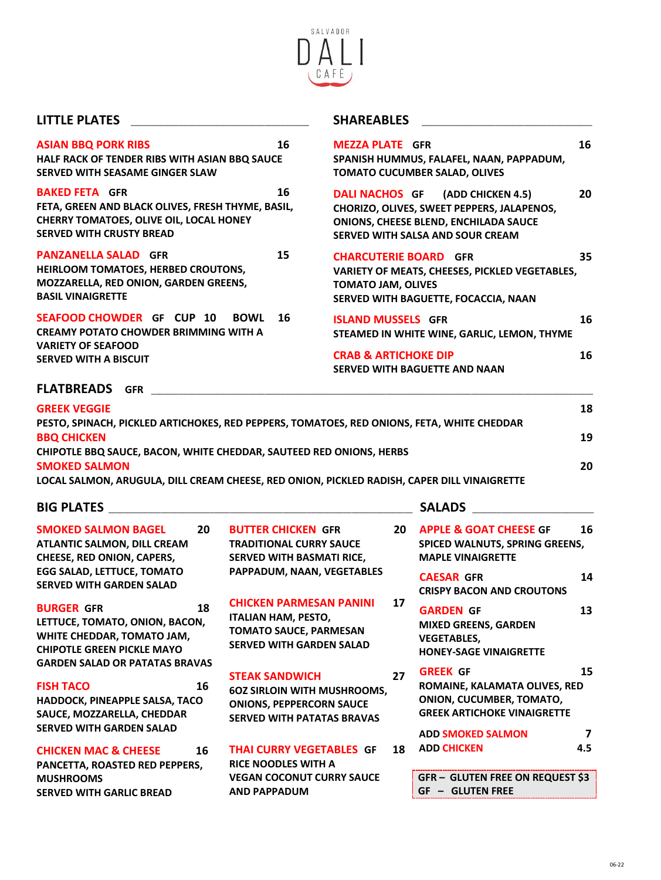# SALVADOR DALI CAFÉ

## LITTLE PLATES

**ASIAN BBQ PORK RIBS** 16
HALF RACK OF TENDER RIBS WITH ASIAN BBQ SAUCE
SERVED WITH SEASAME GINGER SLAW

**BAKED FETA** GFR 16
FETA, GREEN AND BLACK OLIVES, FRESH THYME, BASIL, CHERRY TOMATOES, OLIVE OIL, LOCAL HONEY
SERVED WITH CRUSTY BREAD

**PANZANELLA SALAD** GFR 15
HEIRLOOM TOMATOES, HERBED CROUTONS, MOZZARELLA, RED ONION, GARDEN GREENS, BASIL VINAIGRETTE

**SEAFOOD CHOWDER** GF CUP 10 BOWL 16
CREAMY POTATO CHOWDER BRIMMING WITH A VARIETY OF SEAFOOD
SERVED WITH A BISCUIT

## SHAREABLES

**MEZZA PLATE** GFR 16
SPANISH HUMMUS, FALAFEL, NAAN, PAPPADUM, TOMATO CUCUMBER SALAD, OLIVES

**DALI NACHOS** GF (ADD CHICKEN 4.5) 20
CHORIZO, OLIVES, SWEET PEPPERS, JALAPENOS, ONIONS, CHEESE BLEND, ENCHILADA SAUCE
SERVED WITH SALSA AND SOUR CREAM

**CHARCUTERIE BOARD** GFR 35
VARIETY OF MEATS, CHEESES, PICKLED VEGETABLES, TOMATO JAM, OLIVES
SERVED WITH BAGUETTE, FOCACCIA, NAAN

**ISLAND MUSSELS** GFR 16
STEAMED IN WHITE WINE, GARLIC, LEMON, THYME

**CRAB & ARTICHOKE DIP** 16
SERVED WITH BAGUETTE AND NAAN

## FLATBREADS GFR

**GREEK VEGGIE** 18
PESTO, SPINACH, PICKLED ARTICHOKES, RED PEPPERS, TOMATOES, RED ONIONS, FETA, WHITE CHEDDAR

**BBQ CHICKEN** 19
CHIPOTLE BBQ SAUCE, BACON, WHITE CHEDDAR, SAUTEED RED ONIONS, HERBS

**SMOKED SALMON** 20
LOCAL SALMON, ARUGULA, DILL CREAM CHEESE, RED ONION, PICKLED RADISH, CAPER DILL VINAIGRETTE

## BIG PLATES

**SMOKED SALMON BAGEL** 20
ATLANTIC SALMON, DILL CREAM CHEESE, RED ONION, CAPERS, EGG SALAD, LETTUCE, TOMATO
SERVED WITH GARDEN SALAD

**BURGER** GFR 18
LETTUCE, TOMATO, ONION, BACON, WHITE CHEDDAR, TOMATO JAM, CHIPOTLE GREEN PICKLE MAYO
GARDEN SALAD OR PATATAS BRAVAS

**FISH TACO** 16
HADDOCK, PINEAPPLE SALSA, TACO SAUCE, MOZZARELLA, CHEDDAR
SERVED WITH GARDEN SALAD

**CHICKEN MAC & CHEESE** 16
PANCETTA, ROASTED RED PEPPERS, MUSHROOMS
SERVED WITH GARLIC BREAD

**BUTTER CHICKEN** GFR 20
TRADITIONAL CURRY SAUCE
SERVED WITH BASMATI RICE, PAPPADUM, NAAN, VEGETABLES

**CHICKEN PARMESAN PANINI** 17
ITALIAN HAM, PESTO, TOMATO SAUCE, PARMESAN
SERVED WITH GARDEN SALAD

**STEAK SANDWICH** 27
6OZ SIRLOIN WITH MUSHROOMS, ONIONS, PEPPERCORN SAUCE
SERVED WITH PATATAS BRAVAS

**THAI CURRY VEGETABLES** GF 18
RICE NOODLES WITH A VEGAN COCONUT CURRY SAUCE AND PAPPADUM

## SALADS

**APPLE & GOAT CHEESE** GF 16
SPICED WALNUTS, SPRING GREENS, MAPLE VINAIGRETTE

**CAESAR** GFR 14
CRISPY BACON AND CROUTONS

**GARDEN** GF 13
MIXED GREENS, GARDEN VEGETABLES, HONEY-SAGE VINAIGRETTE

**GREEK** GF 15
ROMAINE, KALAMATA OLIVES, RED ONION, CUCUMBER, TOMATO, GREEK ARTICHOKE VINAIGRETTE

ADD **SMOKED SALMON** 7
ADD **CHICKEN** 4.5

GFR – GLUTEN FREE ON REQUEST $3
GF – GLUTEN FREE

06-22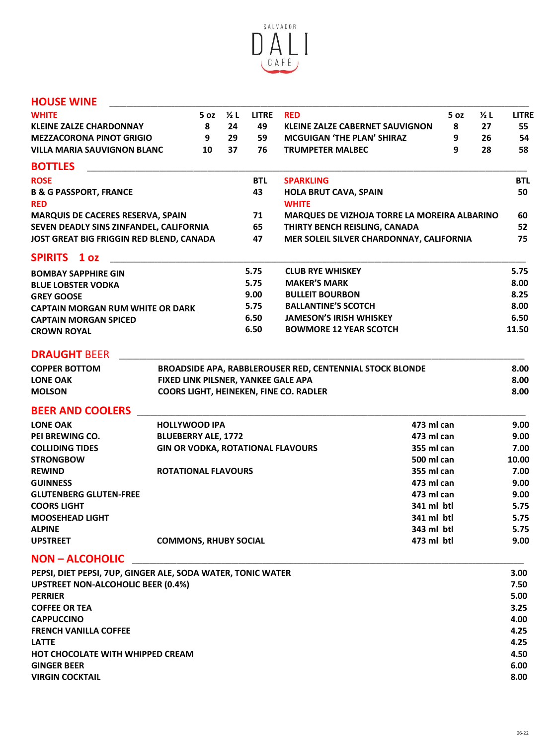SALVADOR
# DALI
CAFÉ

## HOUSE WINE

| WHITE | 5 oz | ½ L | LITRE | RED | 5 oz | ½ L | LITRE |
|---|---|---|---|---|---|---|---|
| KLEINE ZALZE CHARDONNAY | 8 | 24 | 49 | KLEINE ZALZE CABERNET SAUVIGNON | 8 | 27 | 55 |
| MEZZACORONA PINOT GRIGIO | 9 | 29 | 59 | MCGUIGAN 'THE PLAN' SHIRAZ | 9 | 26 | 54 |
| VILLA MARIA SAUVIGNON BLANC | 10 | 37 | 76 | TRUMPETER MALBEC | 9 | 28 | 58 |

## BOTTLES

| ROSE | BTL | SPARKLING | BTL |
|---|---|---|---|
| B & G PASSPORT, FRANCE | 43 | HOLA BRUT CAVA, SPAIN | 50 |
| **RED** | | **WHITE** | |
| MARQUIS DE CACERES RESERVA, SPAIN | 71 | MARQUES DE VIZHOJA TORRE LA MOREIRA ALBARINO | 60 |
| SEVEN DEADLY SINS ZINFANDEL, CALIFORNIA | 65 | THIRTY BENCH REISLING, CANADA | 52 |
| JOST GREAT BIG FRIGGIN RED BLEND, CANADA | 47 | MER SOLEIL SILVER CHARDONNAY, CALIFORNIA | 75 |

## SPIRITS 1 oz

| | | | |
|---|---|---|---|
| BOMBAY SAPPHIRE GIN | 5.75 | CLUB RYE WHISKEY | 5.75 |
| BLUE LOBSTER VODKA | 5.75 | MAKER'S MARK | 8.00 |
| GREY GOOSE | 9.00 | BULLEIT BOURBON | 8.25 |
| CAPTAIN MORGAN RUM WHITE OR DARK | 5.75 | BALLANTINE'S SCOTCH | 8.00 |
| CAPTAIN MORGAN SPICED | 6.50 | JAMESON'S IRISH WHISKEY | 6.50 |
| CROWN ROYAL | 6.50 | BOWMORE 12 YEAR SCOTCH | 11.50 |

## DRAUGHT BEER

| | | |
|---|---|---|
| COPPER BOTTOM | BROADSIDE APA, RABBLEROUSER RED, CENTENNIAL STOCK BLONDE | 8.00 |
| LONE OAK | FIXED LINK PILSNER, YANKEE GALE APA | 8.00 |
| MOLSON | COORS LIGHT, HEINEKEN, FINE CO. RADLER | 8.00 |

## BEER AND COOLERS

| | | | |
|---|---|---|---|
| LONE OAK | HOLLYWOOD IPA | 473 ml can | 9.00 |
| PEI BREWING CO. | BLUEBERRY ALE, 1772 | 473 ml can | 9.00 |
| COLLIDING TIDES | GIN OR VODKA, ROTATIONAL FLAVOURS | 355 ml can | 7.00 |
| STRONGBOW | | 500 ml can | 10.00 |
| REWIND | ROTATIONAL FLAVOURS | 355 ml can | 7.00 |
| GUINNESS | | 473 ml can | 9.00 |
| GLUTENBERG GLUTEN-FREE | | 473 ml can | 9.00 |
| COORS LIGHT | | 341 ml btl | 5.75 |
| MOOSEHEAD LIGHT | | 341 ml btl | 5.75 |
| ALPINE | | 343 ml btl | 5.75 |
| UPSTREET | COMMONS, RHUBY SOCIAL | 473 ml btl | 9.00 |

## NON – ALCOHOLIC

| | |
|---|---|
| PEPSI, DIET PEPSI, 7UP, GINGER ALE, SODA WATER, TONIC WATER | 3.00 |
| UPSTREET NON-ALCOHOLIC BEER (0.4%) | 7.50 |
| PERRIER | 5.00 |
| COFFEE OR TEA | 3.25 |
| CAPPUCCINO | 4.00 |
| FRENCH VANILLA COFFEE | 4.25 |
| LATTE | 4.25 |
| HOT CHOCOLATE WITH WHIPPED CREAM | 4.50 |
| GINGER BEER | 6.00 |
| VIRGIN COCKTAIL | 8.00 |

06-22